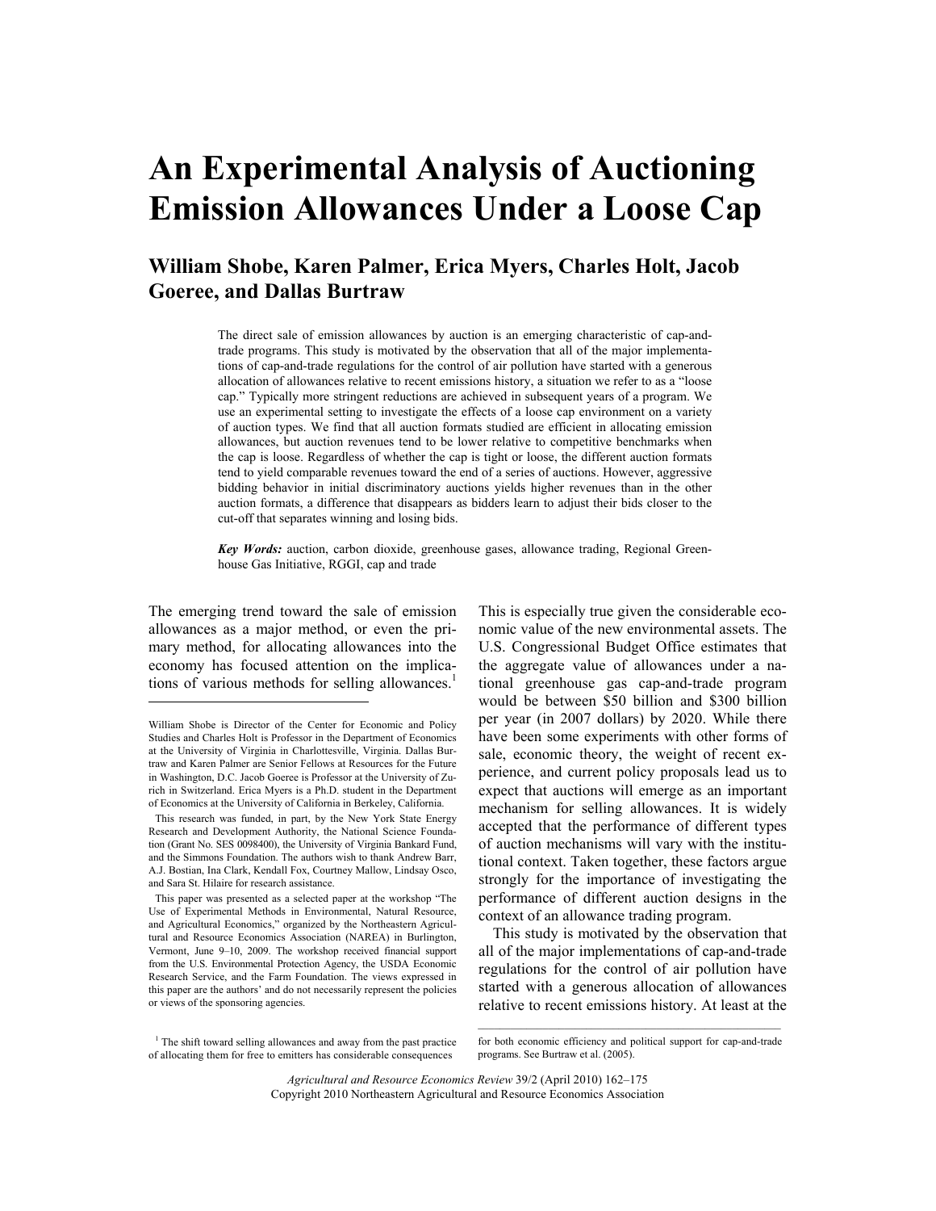# An Experimental Analysis of Auctioning Emission Allowances Under a Loose Cap

## William Shobe, Karen Palmer, Erica Myers, Charles Holt, Jacob Goeree, and Dallas Burtraw

The direct sale of emission allowances by auction is an emerging characteristic of cap-and-trade programs. This study is motivated by the observation that all of the major implementations of cap-and-trade regulations for the control of air pollution have started with a generous allocation of allowances relative to recent emissions history, a situation we refer to as a "loose cap." Typically more stringent reductions are achieved in subsequent years of a program. We use an experimental setting to investigate the effects of a loose cap environment on a variety of auction types. We find that all auction formats studied are efficient in allocating emission allowances, but auction revenues tend to be lower relative to competitive benchmarks when the cap is loose. Regardless of whether the cap is tight or loose, the different auction formats tend to yield comparable revenues toward the end of a series of auctions. However, aggressive bidding behavior in initial discriminatory auctions yields higher revenues than in the other auction formats, a difference that disappears as bidders learn to adjust their bids closer to the cut-off that separates winning and losing bids.

***Key Words:*** auction, carbon dioxide, greenhouse gases, allowance trading, Regional Greenhouse Gas Initiative, RGGI, cap and trade

The emerging trend toward the sale of emission allowances as a major method, or even the primary method, for allocating allowances into the economy has focused attention on the implications of various methods for selling allowances.[1] This is especially true given the considerable economic value of the new environmental assets. The U.S. Congressional Budget Office estimates that the aggregate value of allowances under a national greenhouse gas cap-and-trade program would be between \$50 billion and \$300 billion per year (in 2007 dollars) by 2020. While there have been some experiments with other forms of sale, economic theory, the weight of recent experience, and current policy proposals lead us to expect that auctions will emerge as an important mechanism for selling allowances. It is widely accepted that the performance of different types of auction mechanisms will vary with the institutional context. Taken together, these factors argue strongly for the importance of investigating the performance of different auction designs in the context of an allowance trading program.

This study is motivated by the observation that all of the major implementations of cap-and-trade regulations for the control of air pollution have started with a generous allocation of allowances relative to recent emissions history. At least at the

---

William Shobe is Director of the Center for Economic and Policy Studies and Charles Holt is Professor in the Department of Economics at the University of Virginia in Charlottesville, Virginia. Dallas Burtraw and Karen Palmer are Senior Fellows at Resources for the Future in Washington, D.C. Jacob Goeree is Professor at the University of Zurich in Switzerland. Erica Myers is a Ph.D. student in the Department of Economics at the University of California in Berkeley, California.

This research was funded, in part, by the New York State Energy Research and Development Authority, the National Science Foundation (Grant No. SES 0098400), the University of Virginia Bankard Fund, and the Simmons Foundation. The authors wish to thank Andrew Barr, A.J. Bostian, Ina Clark, Kendall Fox, Courtney Mallow, Lindsay Osco, and Sara St. Hilaire for research assistance.

This paper was presented as a selected paper at the workshop "The Use of Experimental Methods in Environmental, Natural Resource, and Agricultural Economics," organized by the Northeastern Agricultural and Resource Economics Association (NAREA) in Burlington, Vermont, June 9–10, 2009. The workshop received financial support from the U.S. Environmental Protection Agency, the USDA Economic Research Service, and the Farm Foundation. The views expressed in this paper are the authors' and do not necessarily represent the policies or views of the sponsoring agencies.

[1] The shift toward selling allowances and away from the past practice of allocating them for free to emitters has considerable consequences for both economic efficiency and political support for cap-and-trade programs. See Burtraw et al. (2005).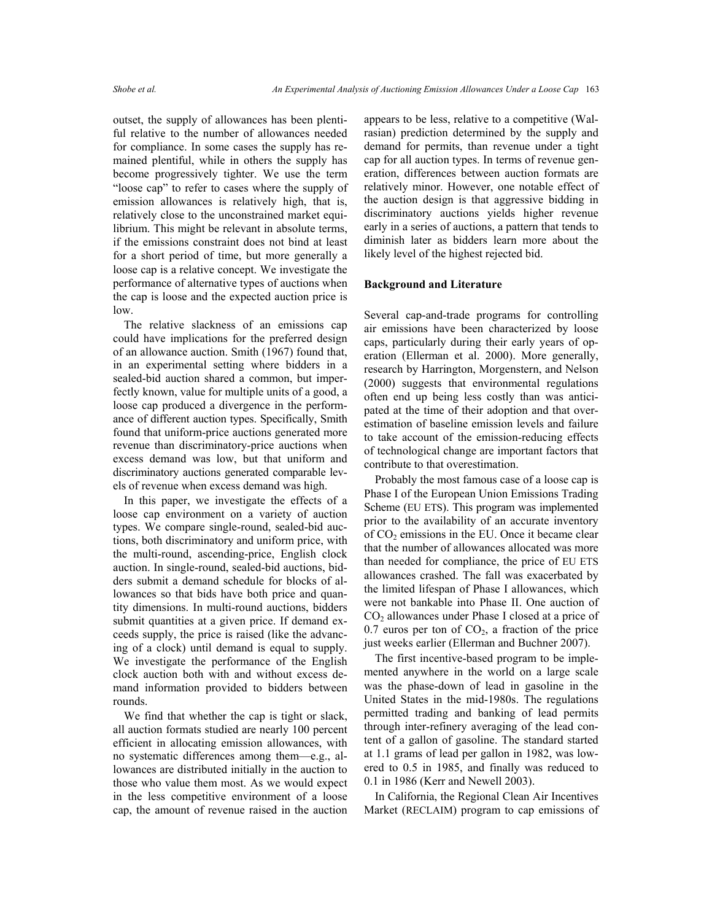outset, the supply of allowances has been plentiful relative to the number of allowances needed for compliance. In some cases the supply has remained plentiful, while in others the supply has become progressively tighter. We use the term "loose cap" to refer to cases where the supply of emission allowances is relatively high, that is, relatively close to the unconstrained market equilibrium. This might be relevant in absolute terms, if the emissions constraint does not bind at least for a short period of time, but more generally a loose cap is a relative concept. We investigate the performance of alternative types of auctions when the cap is loose and the expected auction price is low.

The relative slackness of an emissions cap could have implications for the preferred design of an allowance auction. Smith (1967) found that, in an experimental setting where bidders in a sealed-bid auction shared a common, but imperfectly known, value for multiple units of a good, a loose cap produced a divergence in the performance of different auction types. Specifically, Smith found that uniform-price auctions generated more revenue than discriminatory-price auctions when excess demand was low, but that uniform and discriminatory auctions generated comparable levels of revenue when excess demand was high.

In this paper, we investigate the effects of a loose cap environment on a variety of auction types. We compare single-round, sealed-bid auctions, both discriminatory and uniform price, with the multi-round, ascending-price, English clock auction. In single-round, sealed-bid auctions, bidders submit a demand schedule for blocks of allowances so that bids have both price and quantity dimensions. In multi-round auctions, bidders submit quantities at a given price. If demand exceeds supply, the price is raised (like the advancing of a clock) until demand is equal to supply. We investigate the performance of the English clock auction both with and without excess demand information provided to bidders between rounds.

We find that whether the cap is tight or slack, all auction formats studied are nearly 100 percent efficient in allocating emission allowances, with no systematic differences among them—e.g., allowances are distributed initially in the auction to those who value them most. As we would expect in the less competitive environment of a loose cap, the amount of revenue raised in the auction appears to be less, relative to a competitive (Walrasian) prediction determined by the supply and demand for permits, than revenue under a tight cap for all auction types. In terms of revenue generation, differences between auction formats are relatively minor. However, one notable effect of the auction design is that aggressive bidding in discriminatory auctions yields higher revenue early in a series of auctions, a pattern that tends to diminish later as bidders learn more about the likely level of the highest rejected bid.

## Background and Literature

Several cap-and-trade programs for controlling air emissions have been characterized by loose caps, particularly during their early years of operation (Ellerman et al. 2000). More generally, research by Harrington, Morgenstern, and Nelson (2000) suggests that environmental regulations often end up being less costly than was anticipated at the time of their adoption and that overestimation of baseline emission levels and failure to take account of the emission-reducing effects of technological change are important factors that contribute to that overestimation.

Probably the most famous case of a loose cap is Phase I of the European Union Emissions Trading Scheme (EU ETS). This program was implemented prior to the availability of an accurate inventory of $CO_2$ emissions in the EU. Once it became clear that the number of allowances allocated was more than needed for compliance, the price of EU ETS allowances crashed. The fall was exacerbated by the limited lifespan of Phase I allowances, which were not bankable into Phase II. One auction of $CO_2$ allowances under Phase I closed at a price of 0.7 euros per ton of $CO_2$, a fraction of the price just weeks earlier (Ellerman and Buchner 2007).

The first incentive-based program to be implemented anywhere in the world on a large scale was the phase-down of lead in gasoline in the United States in the mid-1980s. The regulations permitted trading and banking of lead permits through inter-refinery averaging of the lead content of a gallon of gasoline. The standard started at 1.1 grams of lead per gallon in 1982, was lowered to 0.5 in 1985, and finally was reduced to 0.1 in 1986 (Kerr and Newell 2003).

In California, the Regional Clean Air Incentives Market (RECLAIM) program to cap emissions of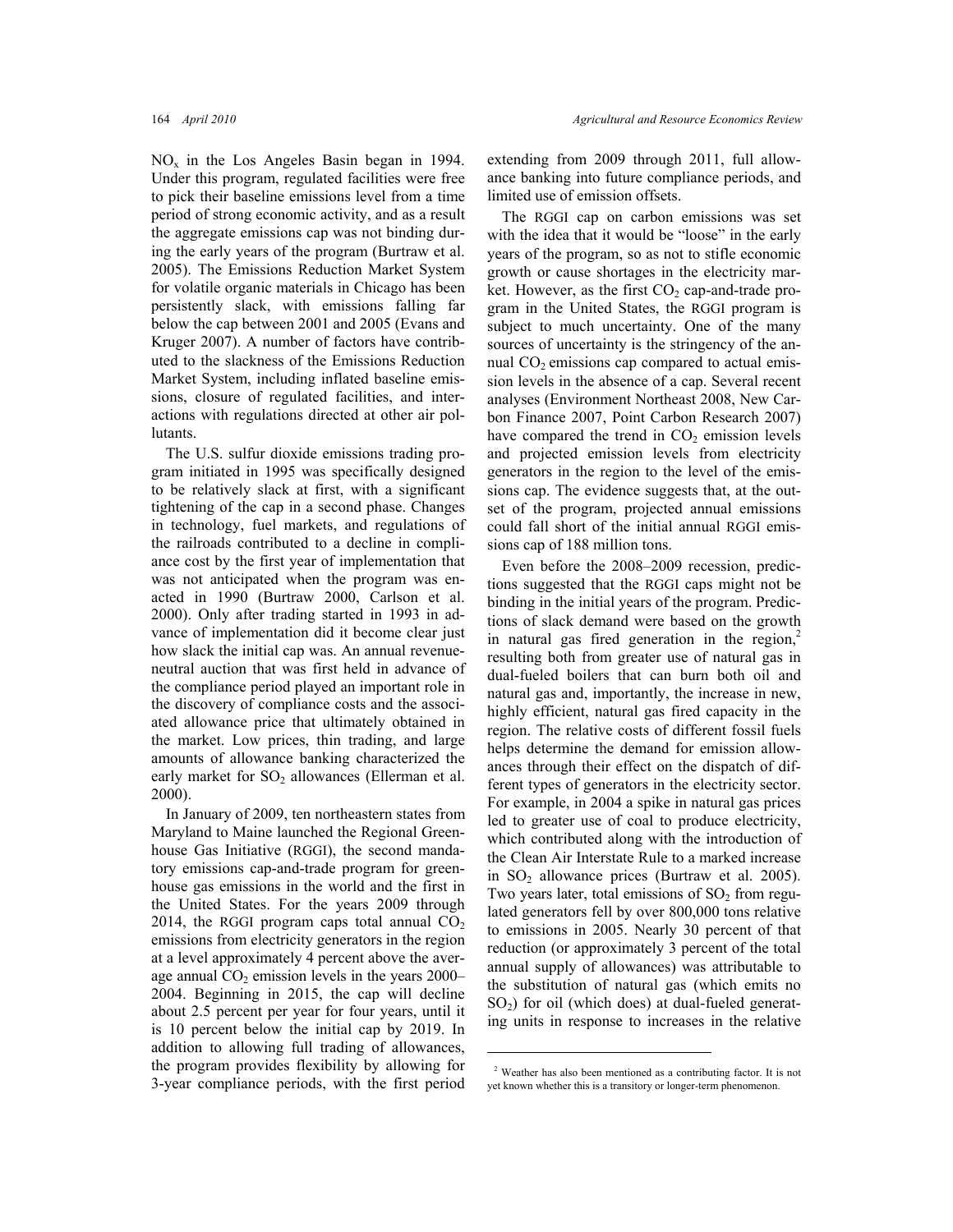$NO_x$ in the Los Angeles Basin began in 1994. Under this program, regulated facilities were free to pick their baseline emissions level from a time period of strong economic activity, and as a result the aggregate emissions cap was not binding during the early years of the program (Burtraw et al. 2005). The Emissions Reduction Market System for volatile organic materials in Chicago has been persistently slack, with emissions falling far below the cap between 2001 and 2005 (Evans and Kruger 2007). A number of factors have contributed to the slackness of the Emissions Reduction Market System, including inflated baseline emissions, closure of regulated facilities, and interactions with regulations directed at other air pollutants.

The U.S. sulfur dioxide emissions trading program initiated in 1995 was specifically designed to be relatively slack at first, with a significant tightening of the cap in a second phase. Changes in technology, fuel markets, and regulations of the railroads contributed to a decline in compliance cost by the first year of implementation that was not anticipated when the program was enacted in 1990 (Burtraw 2000, Carlson et al. 2000). Only after trading started in 1993 in advance of implementation did it become clear just how slack the initial cap was. An annual revenue-neutral auction that was first held in advance of the compliance period played an important role in the discovery of compliance costs and the associated allowance price that ultimately obtained in the market. Low prices, thin trading, and large amounts of allowance banking characterized the early market for $SO_2$ allowances (Ellerman et al. 2000).

In January of 2009, ten northeastern states from Maryland to Maine launched the Regional Greenhouse Gas Initiative (RGGI), the second mandatory emissions cap-and-trade program for greenhouse gas emissions in the world and the first in the United States. For the years 2009 through 2014, the RGGI program caps total annual $CO_2$ emissions from electricity generators in the region at a level approximately 4 percent above the average annual $CO_2$ emission levels in the years 2000–2004. Beginning in 2015, the cap will decline about 2.5 percent per year for four years, until it is 10 percent below the initial cap by 2019. In addition to allowing full trading of allowances, the program provides flexibility by allowing for 3-year compliance periods, with the first period extending from 2009 through 2011, full allowance banking into future compliance periods, and limited use of emission offsets.

The RGGI cap on carbon emissions was set with the idea that it would be "loose" in the early years of the program, so as not to stifle economic growth or cause shortages in the electricity market. However, as the first $CO_2$ cap-and-trade program in the United States, the RGGI program is subject to much uncertainty. One of the many sources of uncertainty is the stringency of the annual $CO_2$ emissions cap compared to actual emission levels in the absence of a cap. Several recent analyses (Environment Northeast 2008, New Carbon Finance 2007, Point Carbon Research 2007) have compared the trend in $CO_2$ emission levels and projected emission levels from electricity generators in the region to the level of the emissions cap. The evidence suggests that, at the outset of the program, projected annual emissions could fall short of the initial annual RGGI emissions cap of 188 million tons.

Even before the 2008–2009 recession, predictions suggested that the RGGI caps might not be binding in the initial years of the program. Predictions of slack demand were based on the growth in natural gas fired generation in the region,[2] resulting both from greater use of natural gas in dual-fueled boilers that can burn both oil and natural gas and, importantly, the increase in new, highly efficient, natural gas fired capacity in the region. The relative costs of different fossil fuels helps determine the demand for emission allowances through their effect on the dispatch of different types of generators in the electricity sector. For example, in 2004 a spike in natural gas prices led to greater use of coal to produce electricity, which contributed along with the introduction of the Clean Air Interstate Rule to a marked increase in $SO_2$ allowance prices (Burtraw et al. 2005). Two years later, total emissions of $SO_2$ from regulated generators fell by over 800,000 tons relative to emissions in 2005. Nearly 30 percent of that reduction (or approximately 3 percent of the total annual supply of allowances) was attributable to the substitution of natural gas (which emits no $SO_2$) for oil (which does) at dual-fueled generating units in response to increases in the relative

---

[2] Weather has also been mentioned as a contributing factor. It is not yet known whether this is a transitory or longer-term phenomenon.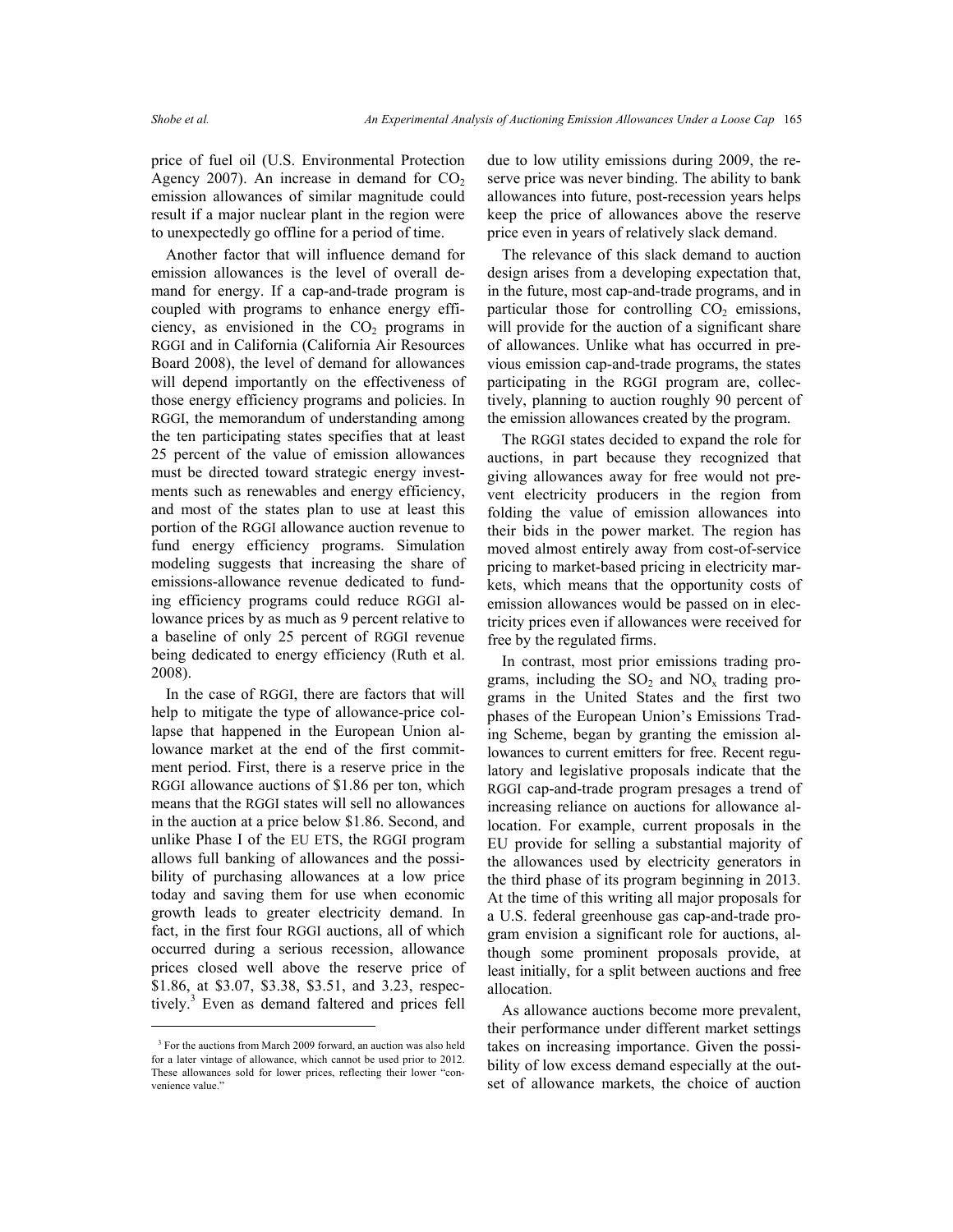price of fuel oil (U.S. Environmental Protection Agency 2007). An increase in demand for $CO_2$ emission allowances of similar magnitude could result if a major nuclear plant in the region were to unexpectedly go offline for a period of time.

Another factor that will influence demand for emission allowances is the level of overall demand for energy. If a cap-and-trade program is coupled with programs to enhance energy efficiency, as envisioned in the $CO_2$ programs in RGGI and in California (California Air Resources Board 2008), the level of demand for allowances will depend importantly on the effectiveness of those energy efficiency programs and policies. In RGGI, the memorandum of understanding among the ten participating states specifies that at least 25 percent of the value of emission allowances must be directed toward strategic energy investments such as renewables and energy efficiency, and most of the states plan to use at least this portion of the RGGI allowance auction revenue to fund energy efficiency programs. Simulation modeling suggests that increasing the share of emissions-allowance revenue dedicated to funding efficiency programs could reduce RGGI allowance prices by as much as 9 percent relative to a baseline of only 25 percent of RGGI revenue being dedicated to energy efficiency (Ruth et al. 2008).

In the case of RGGI, there are factors that will help to mitigate the type of allowance-price collapse that happened in the European Union allowance market at the end of the first commitment period. First, there is a reserve price in the RGGI allowance auctions of \$1.86 per ton, which means that the RGGI states will sell no allowances in the auction at a price below \$1.86. Second, and unlike Phase I of the EU ETS, the RGGI program allows full banking of allowances and the possibility of purchasing allowances at a low price today and saving them for use when economic growth leads to greater electricity demand. In fact, in the first four RGGI auctions, all of which occurred during a serious recession, allowance prices closed well above the reserve price of \$1.86, at \$3.07, \$3.38, \$3.51, and 3.23, respectively.[3] Even as demand faltered and prices fell due to low utility emissions during 2009, the reserve price was never binding. The ability to bank allowances into future, post-recession years helps keep the price of allowances above the reserve price even in years of relatively slack demand.

The relevance of this slack demand to auction design arises from a developing expectation that, in the future, most cap-and-trade programs, and in particular those for controlling $CO_2$ emissions, will provide for the auction of a significant share of allowances. Unlike what has occurred in previous emission cap-and-trade programs, the states participating in the RGGI program are, collectively, planning to auction roughly 90 percent of the emission allowances created by the program.

The RGGI states decided to expand the role for auctions, in part because they recognized that giving allowances away for free would not prevent electricity producers in the region from folding the value of emission allowances into their bids in the power market. The region has moved almost entirely away from cost-of-service pricing to market-based pricing in electricity markets, which means that the opportunity costs of emission allowances would be passed on in electricity prices even if allowances were received for free by the regulated firms.

In contrast, most prior emissions trading programs, including the $SO_2$ and $NO_x$ trading programs in the United States and the first two phases of the European Union's Emissions Trading Scheme, began by granting the emission allowances to current emitters for free. Recent regulatory and legislative proposals indicate that the RGGI cap-and-trade program presages a trend of increasing reliance on auctions for allowance allocation. For example, current proposals in the EU provide for selling a substantial majority of the allowances used by electricity generators in the third phase of its program beginning in 2013. At the time of this writing all major proposals for a U.S. federal greenhouse gas cap-and-trade program envision a significant role for auctions, although some prominent proposals provide, at least initially, for a split between auctions and free allocation.

As allowance auctions become more prevalent, their performance under different market settings takes on increasing importance. Given the possibility of low excess demand especially at the outset of allowance markets, the choice of auction

[3] For the auctions from March 2009 forward, an auction was also held for a later vintage of allowance, which cannot be used prior to 2012. These allowances sold for lower prices, reflecting their lower "convenience value."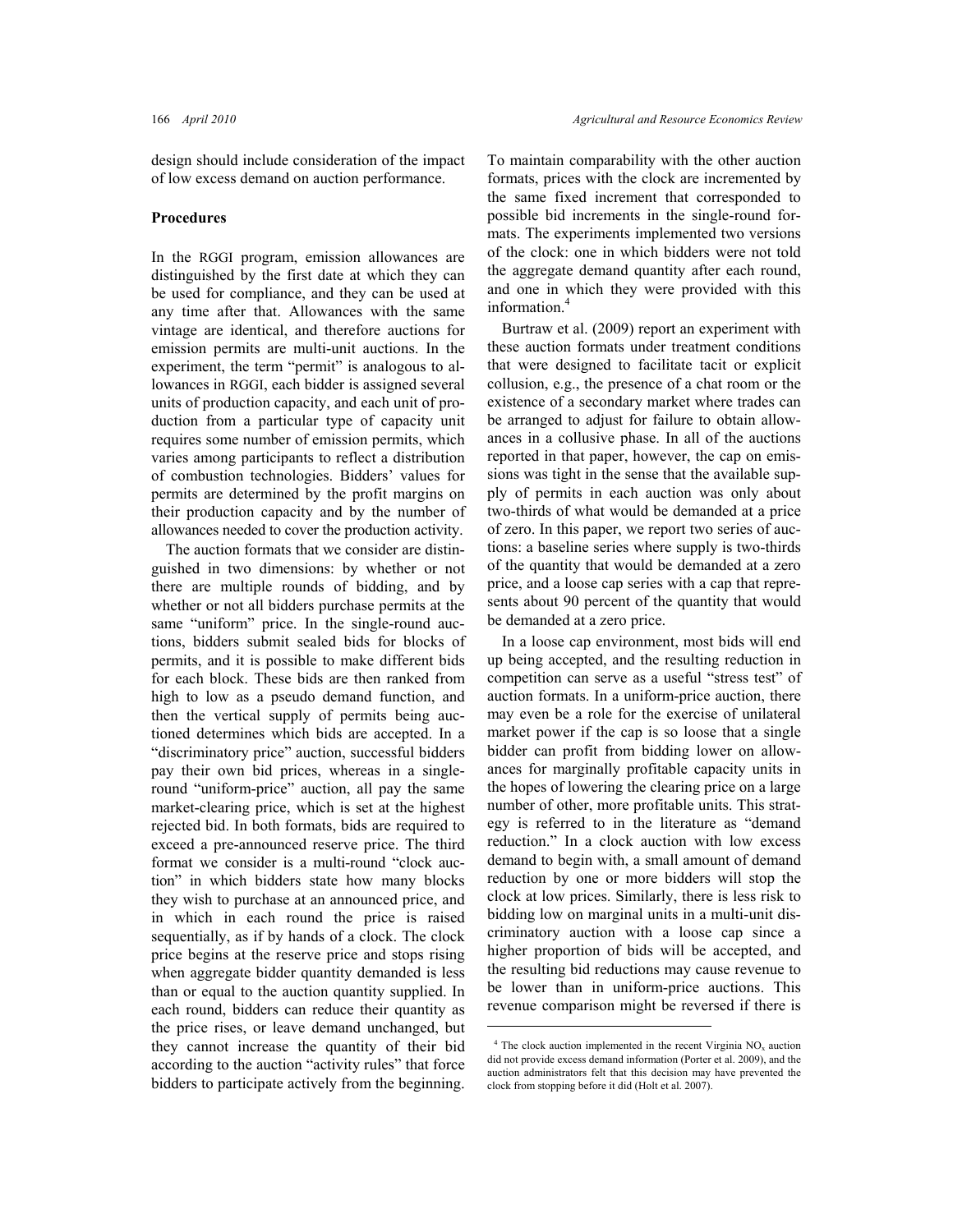design should include consideration of the impact of low excess demand on auction performance.

## Procedures

In the RGGI program, emission allowances are distinguished by the first date at which they can be used for compliance, and they can be used at any time after that. Allowances with the same vintage are identical, and therefore auctions for emission permits are multi-unit auctions. In the experiment, the term "permit" is analogous to allowances in RGGI, each bidder is assigned several units of production capacity, and each unit of production from a particular type of capacity unit requires some number of emission permits, which varies among participants to reflect a distribution of combustion technologies. Bidders' values for permits are determined by the profit margins on their production capacity and by the number of allowances needed to cover the production activity.

The auction formats that we consider are distinguished in two dimensions: by whether or not there are multiple rounds of bidding, and by whether or not all bidders purchase permits at the same "uniform" price. In the single-round auctions, bidders submit sealed bids for blocks of permits, and it is possible to make different bids for each block. These bids are then ranked from high to low as a pseudo demand function, and then the vertical supply of permits being auctioned determines which bids are accepted. In a "discriminatory price" auction, successful bidders pay their own bid prices, whereas in a single-round "uniform-price" auction, all pay the same market-clearing price, which is set at the highest rejected bid. In both formats, bids are required to exceed a pre-announced reserve price. The third format we consider is a multi-round "clock auction" in which bidders state how many blocks they wish to purchase at an announced price, and in which in each round the price is raised sequentially, as if by hands of a clock. The clock price begins at the reserve price and stops rising when aggregate bidder quantity demanded is less than or equal to the auction quantity supplied. In each round, bidders can reduce their quantity as the price rises, or leave demand unchanged, but they cannot increase the quantity of their bid according to the auction "activity rules" that force bidders to participate actively from the beginning. To maintain comparability with the other auction formats, prices with the clock are incremented by the same fixed increment that corresponded to possible bid increments in the single-round formats. The experiments implemented two versions of the clock: one in which bidders were not told the aggregate demand quantity after each round, and one in which they were provided with this information.[4]

Burtraw et al. (2009) report an experiment with these auction formats under treatment conditions that were designed to facilitate tacit or explicit collusion, e.g., the presence of a chat room or the existence of a secondary market where trades can be arranged to adjust for failure to obtain allowances in a collusive phase. In all of the auctions reported in that paper, however, the cap on emissions was tight in the sense that the available supply of permits in each auction was only about two-thirds of what would be demanded at a price of zero. In this paper, we report two series of auctions: a baseline series where supply is two-thirds of the quantity that would be demanded at a zero price, and a loose cap series with a cap that represents about 90 percent of the quantity that would be demanded at a zero price.

In a loose cap environment, most bids will end up being accepted, and the resulting reduction in competition can serve as a useful "stress test" of auction formats. In a uniform-price auction, there may even be a role for the exercise of unilateral market power if the cap is so loose that a single bidder can profit from bidding lower on allowances for marginally profitable capacity units in the hopes of lowering the clearing price on a large number of other, more profitable units. This strategy is referred to in the literature as "demand reduction." In a clock auction with low excess demand to begin with, a small amount of demand reduction by one or more bidders will stop the clock at low prices. Similarly, there is less risk to bidding low on marginal units in a multi-unit discriminatory auction with a loose cap since a higher proportion of bids will be accepted, and the resulting bid reductions may cause revenue to be lower than in uniform-price auctions. This revenue comparison might be reversed if there is

[4] The clock auction implemented in the recent Virginia $NO_x$ auction did not provide excess demand information (Porter et al. 2009), and the auction administrators felt that this decision may have prevented the clock from stopping before it did (Holt et al. 2007).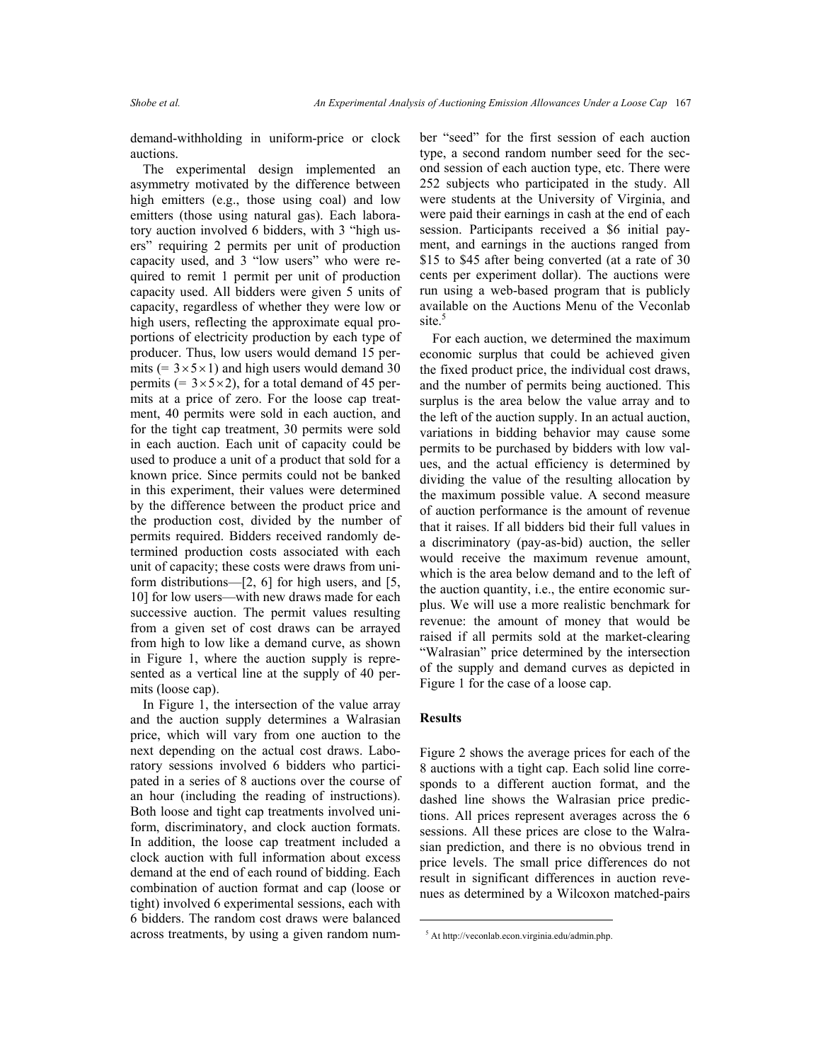demand-withholding in uniform-price or clock auctions.

The experimental design implemented an asymmetry motivated by the difference between high emitters (e.g., those using coal) and low emitters (those using natural gas). Each laboratory auction involved 6 bidders, with 3 "high users" requiring 2 permits per unit of production capacity used, and 3 "low users" who were required to remit 1 permit per unit of production capacity used. All bidders were given 5 units of capacity, regardless of whether they were low or high users, reflecting the approximate equal proportions of electricity production by each type of producer. Thus, low users would demand 15 permits ($= 3 \times 5 \times 1$) and high users would demand 30 permits ($= 3 \times 5 \times 2$), for a total demand of 45 permits at a price of zero. For the loose cap treatment, 40 permits were sold in each auction, and for the tight cap treatment, 30 permits were sold in each auction. Each unit of capacity could be used to produce a unit of a product that sold for a known price. Since permits could not be banked in this experiment, their values were determined by the difference between the product price and the production cost, divided by the number of permits required. Bidders received randomly determined production costs associated with each unit of capacity; these costs were draws from uniform distributions—[2, 6] for high users, and [5, 10] for low users—with new draws made for each successive auction. The permit values resulting from a given set of cost draws can be arrayed from high to low like a demand curve, as shown in Figure 1, where the auction supply is represented as a vertical line at the supply of 40 permits (loose cap).

In Figure 1, the intersection of the value array and the auction supply determines a Walrasian price, which will vary from one auction to the next depending on the actual cost draws. Laboratory sessions involved 6 bidders who participated in a series of 8 auctions over the course of an hour (including the reading of instructions). Both loose and tight cap treatments involved uniform, discriminatory, and clock auction formats. In addition, the loose cap treatment included a clock auction with full information about excess demand at the end of each round of bidding. Each combination of auction format and cap (loose or tight) involved 6 experimental sessions, each with 6 bidders. The random cost draws were balanced across treatments, by using a given random number "seed" for the first session of each auction type, a second random number seed for the second session of each auction type, etc. There were 252 subjects who participated in the study. All were students at the University of Virginia, and were paid their earnings in cash at the end of each session. Participants received a \$6 initial payment, and earnings in the auctions ranged from \$15 to \$45 after being converted (at a rate of 30 cents per experiment dollar). The auctions were run using a web-based program that is publicly available on the Auctions Menu of the Veconlab site.[5]

For each auction, we determined the maximum economic surplus that could be achieved given the fixed product price, the individual cost draws, and the number of permits being auctioned. This surplus is the area below the value array and to the left of the auction supply. In an actual auction, variations in bidding behavior may cause some permits to be purchased by bidders with low values, and the actual efficiency is determined by dividing the value of the resulting allocation by the maximum possible value. A second measure of auction performance is the amount of revenue that it raises. If all bidders bid their full values in a discriminatory (pay-as-bid) auction, the seller would receive the maximum revenue amount, which is the area below demand and to the left of the auction quantity, i.e., the entire economic surplus. We will use a more realistic benchmark for revenue: the amount of money that would be raised if all permits sold at the market-clearing "Walrasian" price determined by the intersection of the supply and demand curves as depicted in Figure 1 for the case of a loose cap.

## Results

Figure 2 shows the average prices for each of the 8 auctions with a tight cap. Each solid line corresponds to a different auction format, and the dashed line shows the Walrasian price predictions. All prices represent averages across the 6 sessions. All these prices are close to the Walrasian prediction, and there is no obvious trend in price levels. The small price differences do not result in significant differences in auction revenues as determined by a Wilcoxon matched-pairs

[5] At http://veconlab.econ.virginia.edu/admin.php.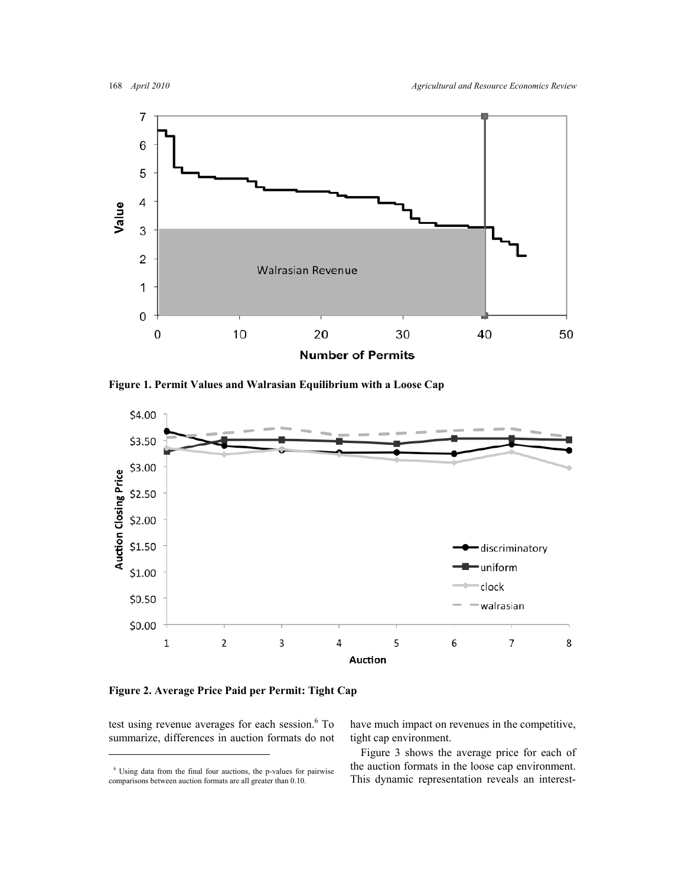Figure 1. Permit Values and Walrasian Equilibrium with a Loose Cap

Figure 2. Average Price Paid per Permit: Tight Cap

test using revenue averages for each session.[6] To summarize, differences in auction formats do not have much impact on revenues in the competitive, tight cap environment.

Figure 3 shows the average price for each of the auction formats in the loose cap environment. This dynamic representation reveals an interest-

[6] Using data from the final four auctions, the p-values for pairwise comparisons between auction formats are all greater than 0.10.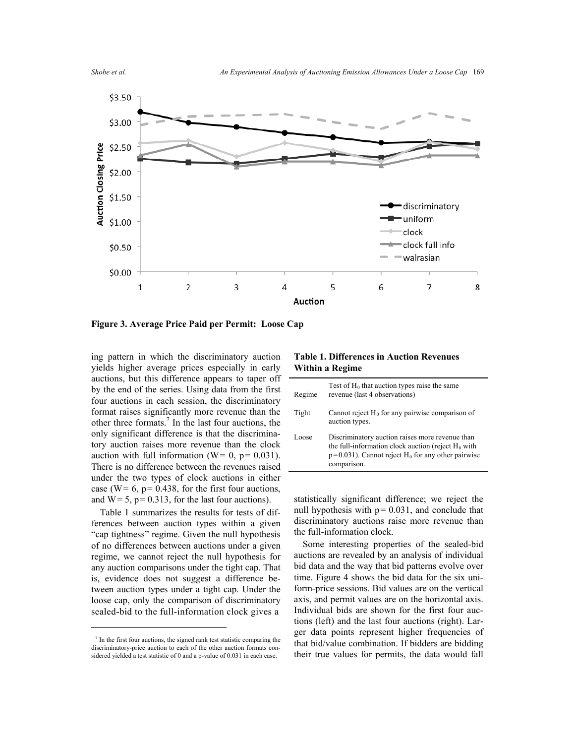**Figure 3. Average Price Paid per Permit: Loose Cap**

ing pattern in which the discriminatory auction yields higher average prices especially in early auctions, but this difference appears to taper off by the end of the series. Using data from the first four auctions in each session, the discriminatory format raises significantly more revenue than the other three formats.[7] In the last four auctions, the only significant difference is that the discriminatory auction raises more revenue than the clock auction with full information (W = 0, p = 0.031). There is no difference between the revenues raised under the two types of clock auctions in either case (W = 6, p = 0.438, for the first four auctions, and W = 5, p = 0.313, for the last four auctions).

Table 1 summarizes the results for tests of differences between auction types within a given "cap tightness" regime. Given the null hypothesis of no differences between auctions under a given regime, we cannot reject the null hypothesis for any auction comparisons under the tight cap. That is, evidence does not suggest a difference between auction types under a tight cap. Under the loose cap, only the comparison of discriminatory sealed-bid to the full-information clock gives a statistically significant difference; we reject the null hypothesis with p = 0.031, and conclude that discriminatory auctions raise more revenue than the full-information clock.

**Table 1. Differences in Auction Revenues Within a Regime**

| Regime | Test of $H_0$ that auction types raise the same revenue (last 4 observations) |
|---|---|
| Tight | Cannot reject $H_0$ for any pairwise comparison of auction types. |
| Loose | Discriminatory auction raises more revenue than the full-information clock auction (reject $H_0$ with p = 0.031). Cannot reject $H_0$ for any other pairwise comparison. |

Some interesting properties of the sealed-bid auctions are revealed by an analysis of individual bid data and the way that bid patterns evolve over time. Figure 4 shows the bid data for the six uniform-price sessions. Bid values are on the vertical axis, and permit values are on the horizontal axis. Individual bids are shown for the first four auctions (left) and the last four auctions (right). Larger data points represent higher frequencies of that bid/value combination. If bidders are bidding their true values for permits, the data would fall

[7] In the first four auctions, the signed rank test statistic comparing the discriminatory-price auction to each of the other auction formats considered yielded a test statistic of 0 and a p-value of 0.031 in each case.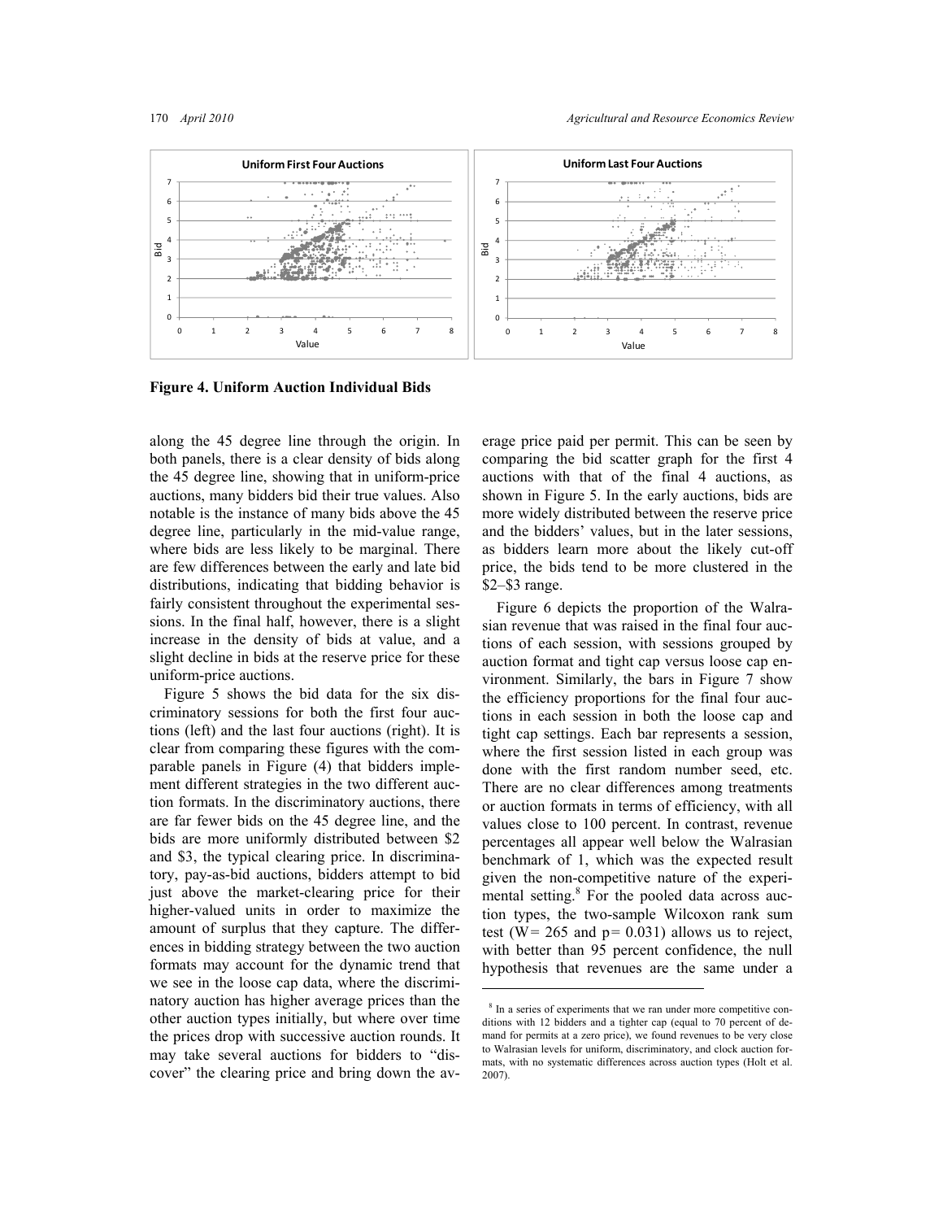**Figure 4. Uniform Auction Individual Bids**

along the 45 degree line through the origin. In both panels, there is a clear density of bids along the 45 degree line, showing that in uniform-price auctions, many bidders bid their true values. Also notable is the instance of many bids above the 45 degree line, particularly in the mid-value range, where bids are less likely to be marginal. There are few differences between the early and late bid distributions, indicating that bidding behavior is fairly consistent throughout the experimental sessions. In the final half, however, there is a slight increase in the density of bids at value, and a slight decline in bids at the reserve price for these uniform-price auctions.

Figure 5 shows the bid data for the six discriminatory sessions for both the first four auctions (left) and the last four auctions (right). It is clear from comparing these figures with the comparable panels in Figure (4) that bidders implement different strategies in the two different auction formats. In the discriminatory auctions, there are far fewer bids on the 45 degree line, and the bids are more uniformly distributed between \$2 and \$3, the typical clearing price. In discriminatory, pay-as-bid auctions, bidders attempt to bid just above the market-clearing price for their higher-valued units in order to maximize the amount of surplus that they capture. The differences in bidding strategy between the two auction formats may account for the dynamic trend that we see in the loose cap data, where the discriminatory auction has higher average prices than the other auction types initially, but where over time the prices drop with successive auction rounds. It may take several auctions for bidders to "discover" the clearing price and bring down the average price paid per permit. This can be seen by comparing the bid scatter graph for the first 4 auctions with that of the final 4 auctions, as shown in Figure 5. In the early auctions, bids are more widely distributed between the reserve price and the bidders' values, but in the later sessions, as bidders learn more about the likely cut-off price, the bids tend to be more clustered in the \$2–\$3 range.

Figure 6 depicts the proportion of the Walrasian revenue that was raised in the final four auctions of each session, with sessions grouped by auction format and tight cap versus loose cap environment. Similarly, the bars in Figure 7 show the efficiency proportions for the final four auctions in each session in both the loose cap and tight cap settings. Each bar represents a session, where the first session listed in each group was done with the first random number seed, etc. There are no clear differences among treatments or auction formats in terms of efficiency, with all values close to 100 percent. In contrast, revenue percentages all appear well below the Walrasian benchmark of 1, which was the expected result given the non-competitive nature of the experimental setting.[8] For the pooled data across auction types, the two-sample Wilcoxon rank sum test ($W = 265$ and $p = 0.031$) allows us to reject, with better than 95 percent confidence, the null hypothesis that revenues are the same under a

[8] In a series of experiments that we ran under more competitive conditions with 12 bidders and a tighter cap (equal to 70 percent of demand for permits at a zero price), we found revenues to be very close to Walrasian levels for uniform, discriminatory, and clock auction formats, with no systematic differences across auction types (Holt et al. 2007).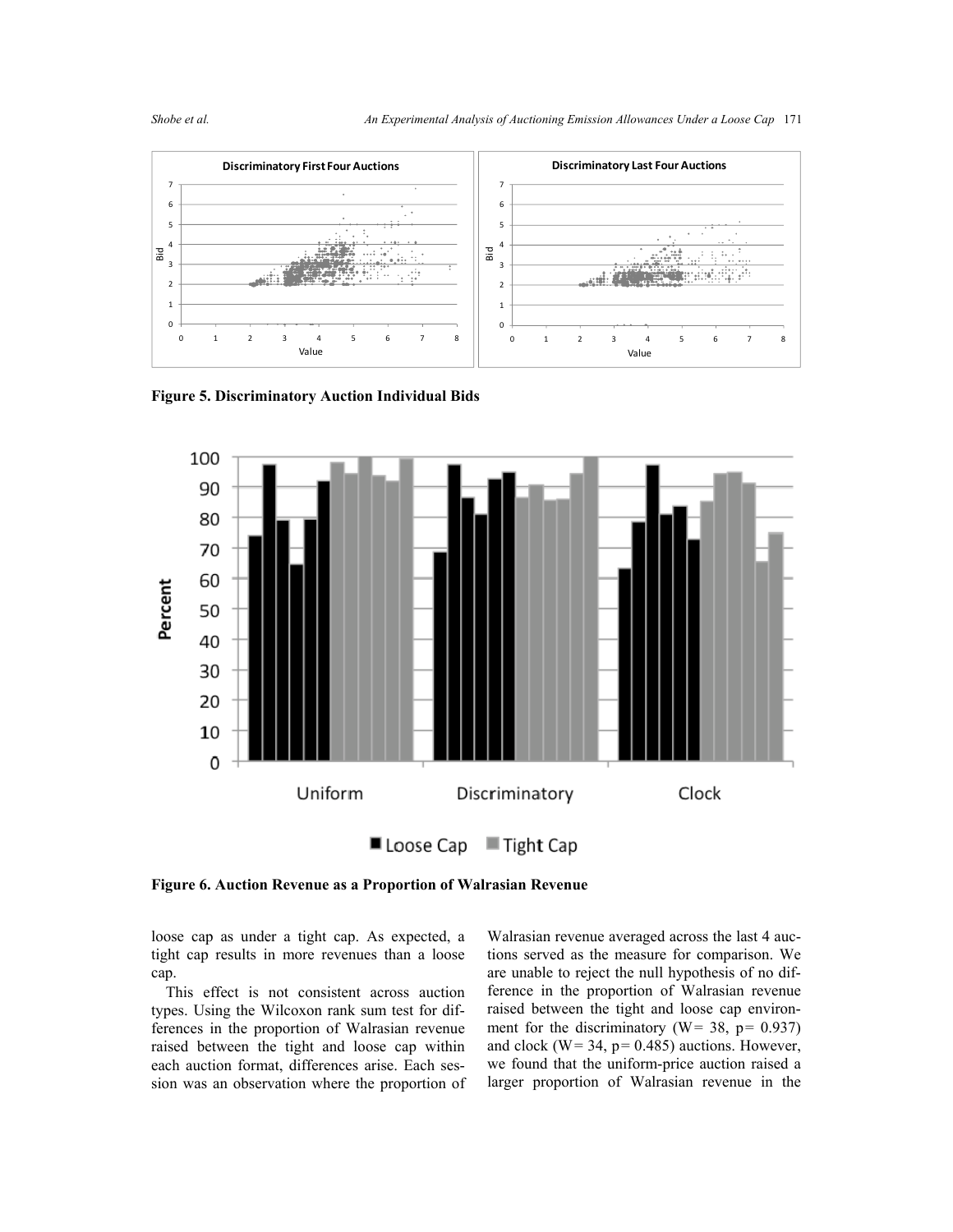**Figure 5. Discriminatory Auction Individual Bids**

**Figure 6. Auction Revenue as a Proportion of Walrasian Revenue**

loose cap as under a tight cap. As expected, a tight cap results in more revenues than a loose cap.

This effect is not consistent across auction types. Using the Wilcoxon rank sum test for differences in the proportion of Walrasian revenue raised between the tight and loose cap within each auction format, differences arise. Each session was an observation where the proportion of Walrasian revenue averaged across the last 4 auctions served as the measure for comparison. We are unable to reject the null hypothesis of no difference in the proportion of Walrasian revenue raised between the tight and loose cap environment for the discriminatory ($W = 38$, $p = 0.937$) and clock ($W = 34$, $p = 0.485$) auctions. However, we found that the uniform-price auction raised a larger proportion of Walrasian revenue in the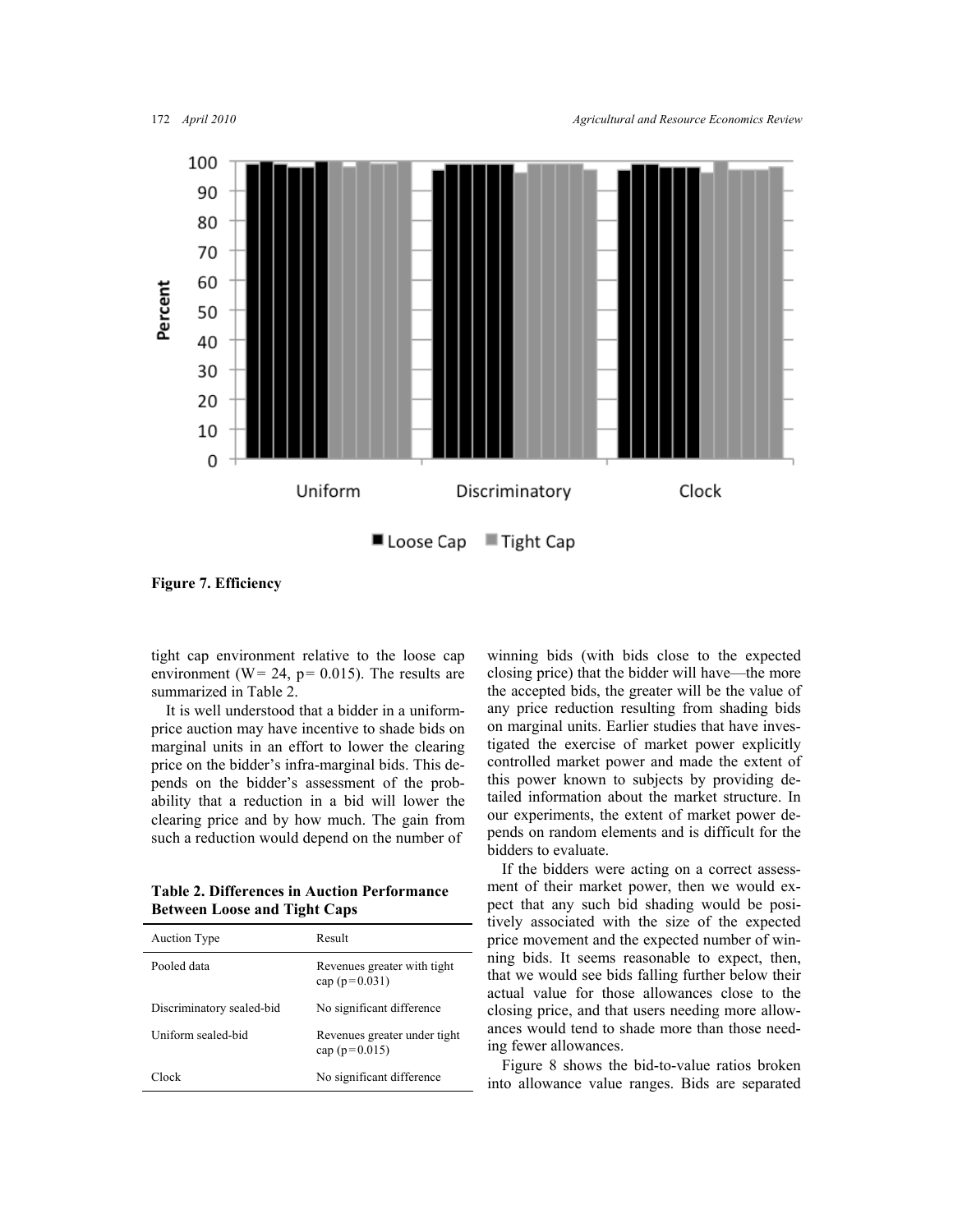Figure 7. Efficiency

tight cap environment relative to the loose cap environment (W = 24, p = 0.015). The results are summarized in Table 2.

It is well understood that a bidder in a uniform-price auction may have incentive to shade bids on marginal units in an effort to lower the clearing price on the bidder's infra-marginal bids. This depends on the bidder's assessment of the probability that a reduction in a bid will lower the clearing price and by how much. The gain from such a reduction would depend on the number of winning bids (with bids close to the expected closing price) that the bidder will have—the more the accepted bids, the greater will be the value of any price reduction resulting from shading bids on marginal units. Earlier studies that have investigated the exercise of market power explicitly controlled market power and made the extent of this power known to subjects by providing detailed information about the market structure. In our experiments, the extent of market power depends on random elements and is difficult for the bidders to evaluate.

**Table 2. Differences in Auction Performance Between Loose and Tight Caps**

| Auction Type | Result |
|---|---|
| Pooled data | Revenues greater with tight cap (p = 0.031) |
| Discriminatory sealed-bid | No significant difference |
| Uniform sealed-bid | Revenues greater under tight cap (p = 0.015) |
| Clock | No significant difference |

If the bidders were acting on a correct assessment of their market power, then we would expect that any such bid shading would be positively associated with the size of the expected price movement and the expected number of winning bids. It seems reasonable to expect, then, that we would see bids falling further below their actual value for those allowances close to the closing price, and that users needing more allowances would tend to shade more than those needing fewer allowances.

Figure 8 shows the bid-to-value ratios broken into allowance value ranges. Bids are separated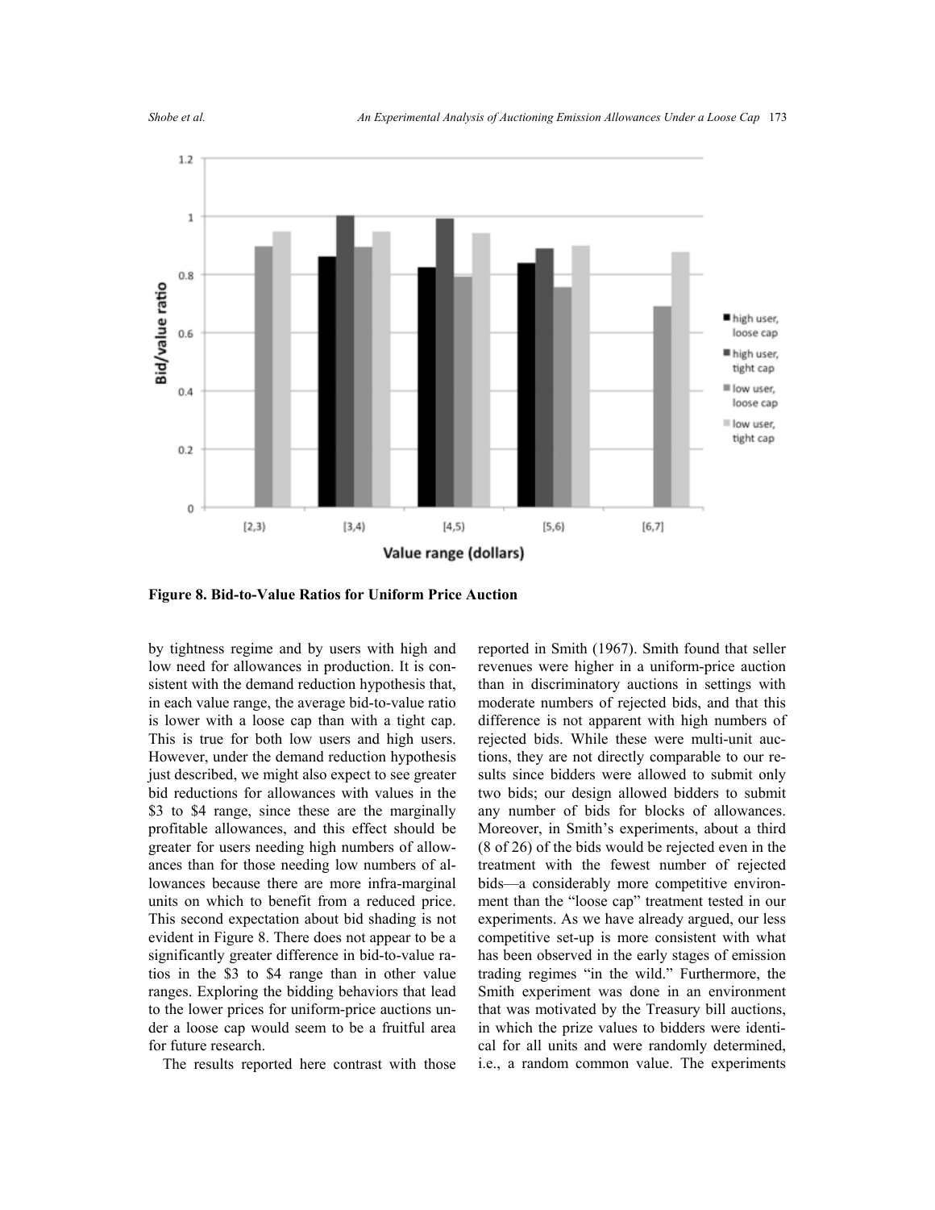**Figure 8. Bid-to-Value Ratios for Uniform Price Auction**

by tightness regime and by users with high and low need for allowances in production. It is consistent with the demand reduction hypothesis that, in each value range, the average bid-to-value ratio is lower with a loose cap than with a tight cap. This is true for both low users and high users. However, under the demand reduction hypothesis just described, we might also expect to see greater bid reductions for allowances with values in the \$3 to \$4 range, since these are the marginally profitable allowances, and this effect should be greater for users needing high numbers of allowances than for those needing low numbers of allowances because there are more infra-marginal units on which to benefit from a reduced price. This second expectation about bid shading is not evident in Figure 8. There does not appear to be a significantly greater difference in bid-to-value ratios in the \$3 to \$4 range than in other value ranges. Exploring the bidding behaviors that lead to the lower prices for uniform-price auctions under a loose cap would seem to be a fruitful area for future research.

The results reported here contrast with those reported in Smith (1967). Smith found that seller revenues were higher in a uniform-price auction than in discriminatory auctions in settings with moderate numbers of rejected bids, and that this difference is not apparent with high numbers of rejected bids. While these were multi-unit auctions, they are not directly comparable to our results since bidders were allowed to submit only two bids; our design allowed bidders to submit any number of bids for blocks of allowances. Moreover, in Smith's experiments, about a third (8 of 26) of the bids would be rejected even in the treatment with the fewest number of rejected bids—a considerably more competitive environment than the "loose cap" treatment tested in our experiments. As we have already argued, our less competitive set-up is more consistent with what has been observed in the early stages of emission trading regimes "in the wild." Furthermore, the Smith experiment was done in an environment that was motivated by the Treasury bill auctions, in which the prize values to bidders were identical for all units and were randomly determined, i.e., a random common value. The experiments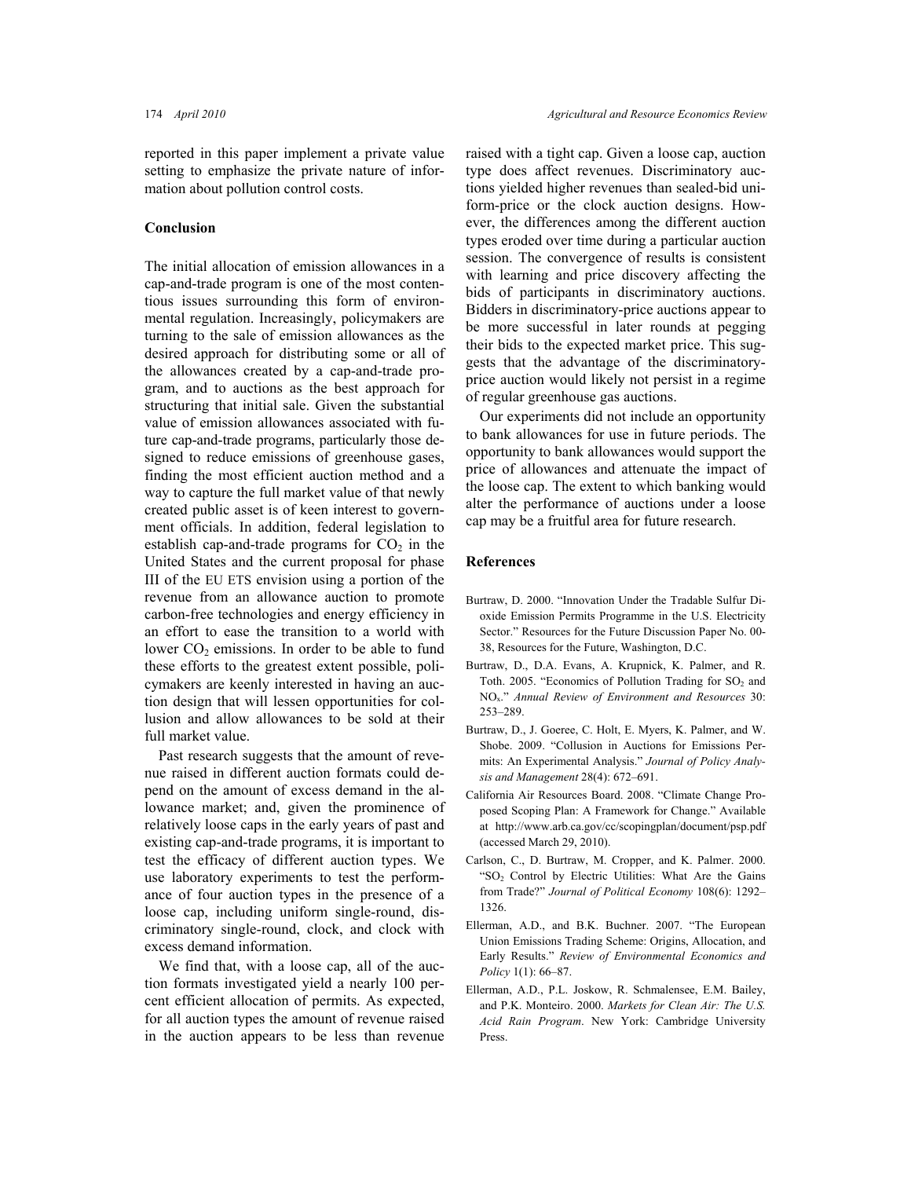reported in this paper implement a private value setting to emphasize the private nature of information about pollution control costs.

## Conclusion

The initial allocation of emission allowances in a cap-and-trade program is one of the most contentious issues surrounding this form of environmental regulation. Increasingly, policymakers are turning to the sale of emission allowances as the desired approach for distributing some or all of the allowances created by a cap-and-trade program, and to auctions as the best approach for structuring that initial sale. Given the substantial value of emission allowances associated with future cap-and-trade programs, particularly those designed to reduce emissions of greenhouse gases, finding the most efficient auction method and a way to capture the full market value of that newly created public asset is of keen interest to government officials. In addition, federal legislation to establish cap-and-trade programs for $CO_2$ in the United States and the current proposal for phase III of the EU ETS envision using a portion of the revenue from an allowance auction to promote carbon-free technologies and energy efficiency in an effort to ease the transition to a world with lower $CO_2$ emissions. In order to be able to fund these efforts to the greatest extent possible, policymakers are keenly interested in having an auction design that will lessen opportunities for collusion and allow allowances to be sold at their full market value.

Past research suggests that the amount of revenue raised in different auction formats could depend on the amount of excess demand in the allowance market; and, given the prominence of relatively loose caps in the early years of past and existing cap-and-trade programs, it is important to test the efficacy of different auction types. We use laboratory experiments to test the performance of four auction types in the presence of a loose cap, including uniform single-round, discriminatory single-round, clock, and clock with excess demand information.

We find that, with a loose cap, all of the auction formats investigated yield a nearly 100 percent efficient allocation of permits. As expected, for all auction types the amount of revenue raised in the auction appears to be less than revenue raised with a tight cap. Given a loose cap, auction type does affect revenues. Discriminatory auctions yielded higher revenues than sealed-bid uniform-price or the clock auction designs. However, the differences among the different auction types eroded over time during a particular auction session. The convergence of results is consistent with learning and price discovery affecting the bids of participants in discriminatory auctions. Bidders in discriminatory-price auctions appear to be more successful in later rounds at pegging their bids to the expected market price. This suggests that the advantage of the discriminatory-price auction would likely not persist in a regime of regular greenhouse gas auctions.

Our experiments did not include an opportunity to bank allowances for use in future periods. The opportunity to bank allowances would support the price of allowances and attenuate the impact of the loose cap. The extent to which banking would alter the performance of auctions under a loose cap may be a fruitful area for future research.

## References

Burtraw, D. 2000. "Innovation Under the Tradable Sulfur Dioxide Emission Permits Programme in the U.S. Electricity Sector." Resources for the Future Discussion Paper No. 00-38, Resources for the Future, Washington, D.C.

Burtraw, D., D.A. Evans, A. Krupnick, K. Palmer, and R. Toth. 2005. "Economics of Pollution Trading for $SO_2$ and $NO_x$." *Annual Review of Environment and Resources* 30: 253–289.

Burtraw, D., J. Goeree, C. Holt, E. Myers, K. Palmer, and W. Shobe. 2009. "Collusion in Auctions for Emissions Permits: An Experimental Analysis." *Journal of Policy Analysis and Management* 28(4): 672–691.

California Air Resources Board. 2008. "Climate Change Proposed Scoping Plan: A Framework for Change." Available at http://www.arb.ca.gov/cc/scopingplan/document/psp.pdf (accessed March 29, 2010).

Carlson, C., D. Burtraw, M. Cropper, and K. Palmer. 2000. "$SO_2$ Control by Electric Utilities: What Are the Gains from Trade?" *Journal of Political Economy* 108(6): 1292–1326.

Ellerman, A.D., and B.K. Buchner. 2007. "The European Union Emissions Trading Scheme: Origins, Allocation, and Early Results." *Review of Environmental Economics and Policy* 1(1): 66–87.

Ellerman, A.D., P.L. Joskow, R. Schmalensee, E.M. Bailey, and P.K. Monteiro. 2000. *Markets for Clean Air: The U.S. Acid Rain Program*. New York: Cambridge University Press.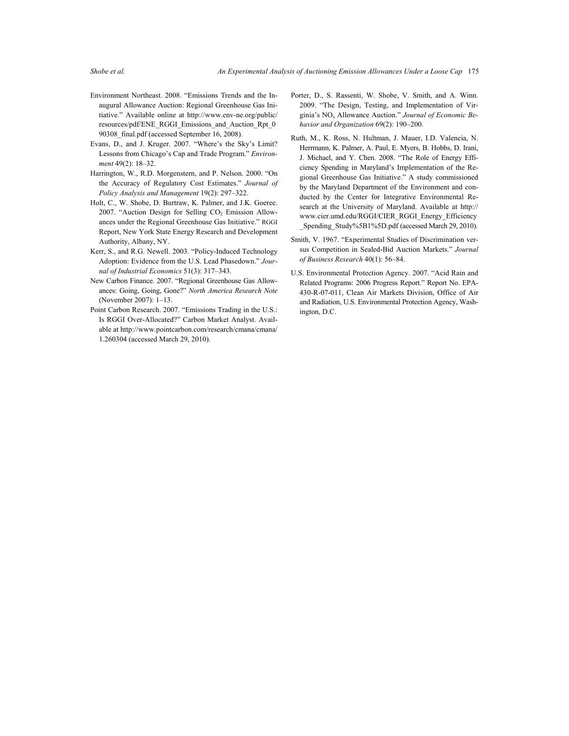Environment Northeast. 2008. "Emissions Trends and the Inaugural Allowance Auction: Regional Greenhouse Gas Initiative." Available online at http://www.env-ne.org/public/resources/pdf/ENE_RGGI_Emissions_and_Auction_Rpt_090308_final.pdf (accessed September 16, 2008).

Evans, D., and J. Kruger. 2007. "Where's the Sky's Limit? Lessons from Chicago's Cap and Trade Program." *Environment* 49(2): 18–32.

Harrington, W., R.D. Morgenstern, and P. Nelson. 2000. "On the Accuracy of Regulatory Cost Estimates." *Journal of Policy Analysis and Management* 19(2): 297–322.

Holt, C., W. Shobe, D. Burtraw, K. Palmer, and J.K. Goeree. 2007. "Auction Design for Selling $CO_2$ Emission Allowances under the Regional Greenhouse Gas Initiative." RGGI Report, New York State Energy Research and Development Authority, Albany, NY.

Kerr, S., and R.G. Newell. 2003. "Policy-Induced Technology Adoption: Evidence from the U.S. Lead Phasedown." *Journal of Industrial Economics* 51(3): 317–343.

New Carbon Finance. 2007. "Regional Greenhouse Gas Allowances: Going, Going, Gone?" *North America Research Note* (November 2007): 1–13.

Point Carbon Research. 2007. "Emissions Trading in the U.S.: Is RGGI Over-Allocated?" Carbon Market Analyst. Available at http://www.pointcarbon.com/research/cmana/cmana/1.260304 (accessed March 29, 2010).

Porter, D., S. Rassenti, W. Shobe, V. Smith, and A. Winn. 2009. "The Design, Testing, and Implementation of Virginia's $NO_x$ Allowance Auction." *Journal of Economic Behavior and Organization* 69(2): 190–200.

Ruth, M., K. Ross, N. Hultman, J. Mauer, I.D. Valencia, N. Herrmann, K. Palmer, A. Paul, E. Myers, B. Hobbs, D. Irani, J. Michael, and Y. Chen. 2008. "The Role of Energy Efficiency Spending in Maryland's Implementation of the Regional Greenhouse Gas Initiative." A study commissioned by the Maryland Department of the Environment and conducted by the Center for Integrative Environmental Research at the University of Maryland. Available at http://www.cier.umd.edu/RGGI/CIER_RGGI_Energy_Efficiency_Spending_Study%5B1%5D.pdf (accessed March 29, 2010).

Smith, V. 1967. "Experimental Studies of Discrimination versus Competition in Sealed-Bid Auction Markets." *Journal of Business Research* 40(1): 56–84.

U.S. Environmental Protection Agency. 2007. "Acid Rain and Related Programs: 2006 Progress Report." Report No. EPA-430-R-07-011, Clean Air Markets Division, Office of Air and Radiation, U.S. Environmental Protection Agency, Washington, D.C.